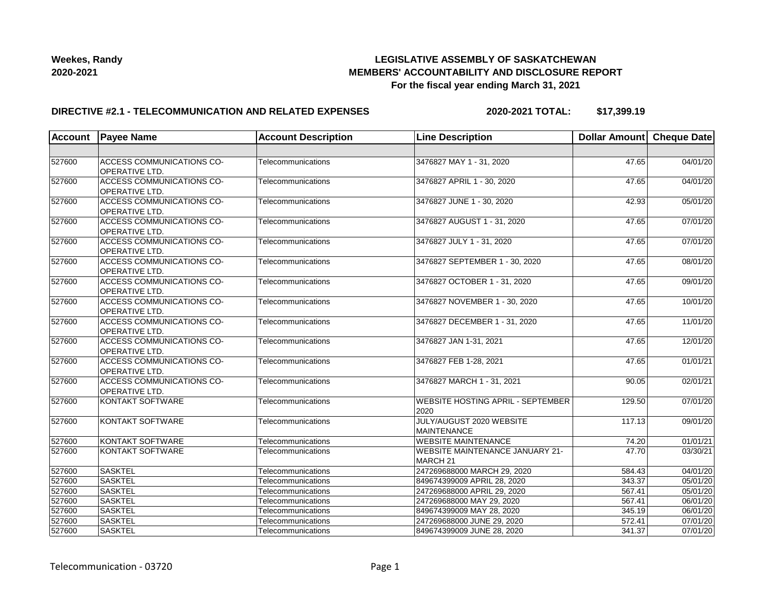**Weekes, Randy**
**2020-2021**

# LEGISLATIVE ASSEMBLY OF SASKATCHEWAN
## MEMBERS' ACCOUNTABILITY AND DISCLOSURE REPORT
### For the fiscal year ending March 31, 2021

**DIRECTIVE #2.1 - TELECOMMUNICATION AND RELATED EXPENSES** **2020-2021 TOTAL: $17,399.19**

| Account | Payee Name | Account Description | Line Description | Dollar Amount | Cheque Date |
|---|---|---|---|---|---|
| | | | | | |
| 527600 | ACCESS COMMUNICATIONS CO-OPERATIVE LTD. | Telecommunications | 3476827 MAY 1 - 31, 2020 | 47.65 | 04/01/20 |
| 527600 | ACCESS COMMUNICATIONS CO-OPERATIVE LTD. | Telecommunications | 3476827 APRIL 1 - 30, 2020 | 47.65 | 04/01/20 |
| 527600 | ACCESS COMMUNICATIONS CO-OPERATIVE LTD. | Telecommunications | 3476827 JUNE 1 - 30, 2020 | 42.93 | 05/01/20 |
| 527600 | ACCESS COMMUNICATIONS CO-OPERATIVE LTD. | Telecommunications | 3476827 AUGUST 1 - 31, 2020 | 47.65 | 07/01/20 |
| 527600 | ACCESS COMMUNICATIONS CO-OPERATIVE LTD. | Telecommunications | 3476827 JULY 1 - 31, 2020 | 47.65 | 07/01/20 |
| 527600 | ACCESS COMMUNICATIONS CO-OPERATIVE LTD. | Telecommunications | 3476827 SEPTEMBER 1 - 30, 2020 | 47.65 | 08/01/20 |
| 527600 | ACCESS COMMUNICATIONS CO-OPERATIVE LTD. | Telecommunications | 3476827 OCTOBER 1 - 31, 2020 | 47.65 | 09/01/20 |
| 527600 | ACCESS COMMUNICATIONS CO-OPERATIVE LTD. | Telecommunications | 3476827 NOVEMBER 1 - 30, 2020 | 47.65 | 10/01/20 |
| 527600 | ACCESS COMMUNICATIONS CO-OPERATIVE LTD. | Telecommunications | 3476827 DECEMBER 1 - 31, 2020 | 47.65 | 11/01/20 |
| 527600 | ACCESS COMMUNICATIONS CO-OPERATIVE LTD. | Telecommunications | 3476827 JAN 1-31, 2021 | 47.65 | 12/01/20 |
| 527600 | ACCESS COMMUNICATIONS CO-OPERATIVE LTD. | Telecommunications | 3476827 FEB 1-28, 2021 | 47.65 | 01/01/21 |
| 527600 | ACCESS COMMUNICATIONS CO-OPERATIVE LTD. | Telecommunications | 3476827 MARCH 1 - 31, 2021 | 90.05 | 02/01/21 |
| 527600 | KONTAKT SOFTWARE | Telecommunications | WEBSITE HOSTING APRIL - SEPTEMBER 2020 | 129.50 | 07/01/20 |
| 527600 | KONTAKT SOFTWARE | Telecommunications | JULY/AUGUST 2020 WEBSITE MAINTENANCE | 117.13 | 09/01/20 |
| 527600 | KONTAKT SOFTWARE | Telecommunications | WEBSITE MAINTENANCE | 74.20 | 01/01/21 |
| 527600 | KONTAKT SOFTWARE | Telecommunications | WEBSITE MAINTENANCE JANUARY 21-MARCH 21 | 47.70 | 03/30/21 |
| 527600 | SASKTEL | Telecommunications | 247269688000 MARCH 29, 2020 | 584.43 | 04/01/20 |
| 527600 | SASKTEL | Telecommunications | 849674399009 APRIL 28, 2020 | 343.37 | 05/01/20 |
| 527600 | SASKTEL | Telecommunications | 247269688000 APRIL 29, 2020 | 567.41 | 05/01/20 |
| 527600 | SASKTEL | Telecommunications | 247269688000 MAY 29, 2020 | 567.41 | 06/01/20 |
| 527600 | SASKTEL | Telecommunications | 849674399009 MAY 28, 2020 | 345.19 | 06/01/20 |
| 527600 | SASKTEL | Telecommunications | 247269688000 JUNE 29, 2020 | 572.41 | 07/01/20 |
| 527600 | SASKTEL | Telecommunications | 849674399009 JUNE 28, 2020 | 341.37 | 07/01/20 |

Telecommunication - 03720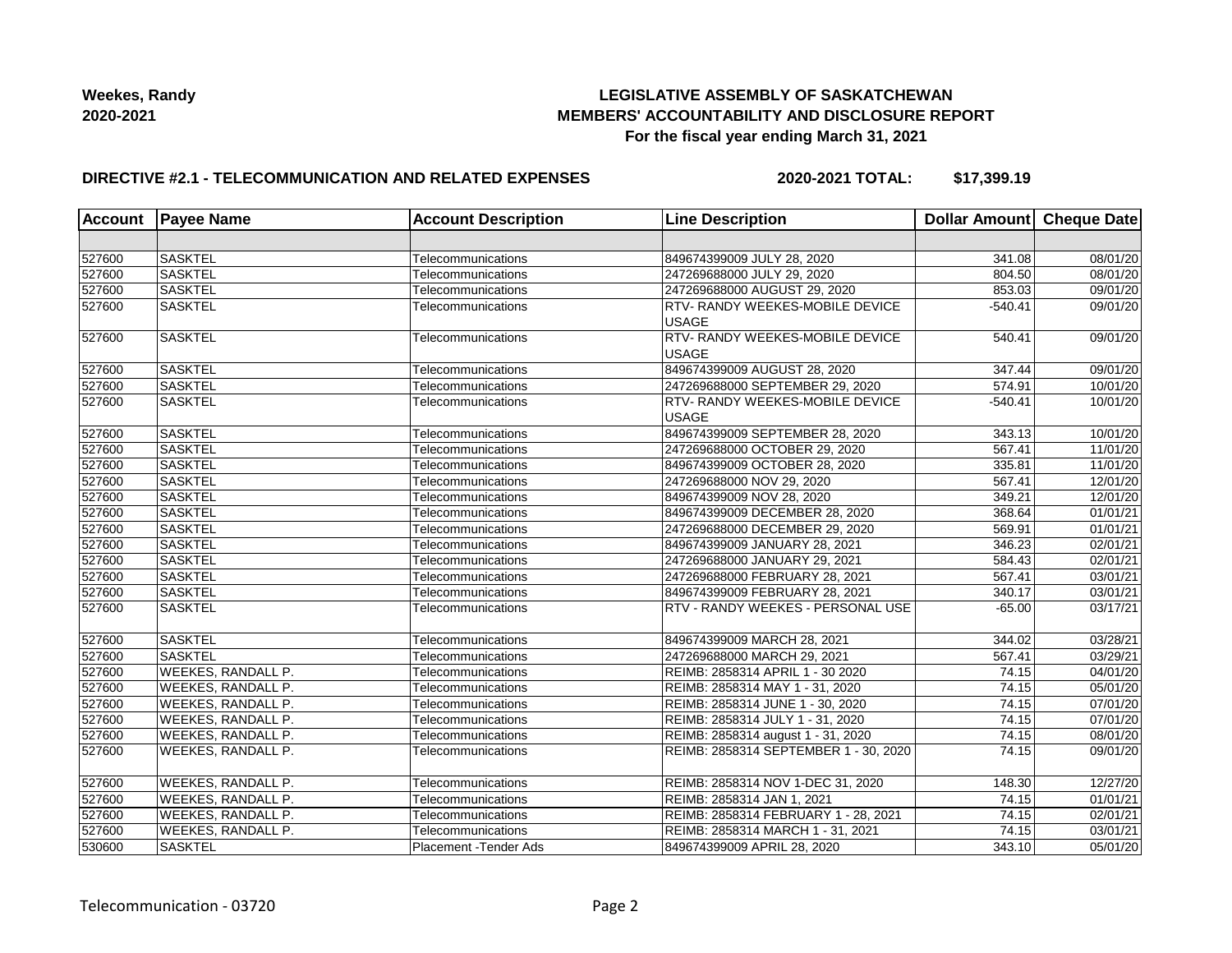**Weekes, Randy**
**2020-2021**

**LEGISLATIVE ASSEMBLY OF SASKATCHEWAN**
**MEMBERS' ACCOUNTABILITY AND DISCLOSURE REPORT**
**For the fiscal year ending March 31, 2021**

**DIRECTIVE #2.1 - TELECOMMUNICATION AND RELATED EXPENSES** **2020-2021 TOTAL: $17,399.19**

| Account | Payee Name | Account Description | Line Description | Dollar Amount | Cheque Date |
|---|---|---|---|---|---|
| | | | | | |
| 527600 | SASKTEL | Telecommunications | 849674399009 JULY 28, 2020 | 341.08 | 08/01/20 |
| 527600 | SASKTEL | Telecommunications | 247269688000 JULY 29, 2020 | 804.50 | 08/01/20 |
| 527600 | SASKTEL | Telecommunications | 247269688000 AUGUST 29, 2020 | 853.03 | 09/01/20 |
| 527600 | SASKTEL | Telecommunications | RTV- RANDY WEEKES-MOBILE DEVICE USAGE | -540.41 | 09/01/20 |
| 527600 | SASKTEL | Telecommunications | RTV- RANDY WEEKES-MOBILE DEVICE USAGE | 540.41 | 09/01/20 |
| 527600 | SASKTEL | Telecommunications | 849674399009 AUGUST 28, 2020 | 347.44 | 09/01/20 |
| 527600 | SASKTEL | Telecommunications | 247269688000 SEPTEMBER 29, 2020 | 574.91 | 10/01/20 |
| 527600 | SASKTEL | Telecommunications | RTV- RANDY WEEKES-MOBILE DEVICE USAGE | -540.41 | 10/01/20 |
| 527600 | SASKTEL | Telecommunications | 849674399009 SEPTEMBER 28, 2020 | 343.13 | 10/01/20 |
| 527600 | SASKTEL | Telecommunications | 247269688000 OCTOBER 29, 2020 | 567.41 | 11/01/20 |
| 527600 | SASKTEL | Telecommunications | 849674399009 OCTOBER 28, 2020 | 335.81 | 11/01/20 |
| 527600 | SASKTEL | Telecommunications | 247269688000 NOV 29, 2020 | 567.41 | 12/01/20 |
| 527600 | SASKTEL | Telecommunications | 849674399009 NOV 28, 2020 | 349.21 | 12/01/20 |
| 527600 | SASKTEL | Telecommunications | 849674399009 DECEMBER 28, 2020 | 368.64 | 01/01/21 |
| 527600 | SASKTEL | Telecommunications | 247269688000 DECEMBER 29, 2020 | 569.91 | 01/01/21 |
| 527600 | SASKTEL | Telecommunications | 849674399009 JANUARY 28, 2021 | 346.23 | 02/01/21 |
| 527600 | SASKTEL | Telecommunications | 247269688000 JANUARY 29, 2021 | 584.43 | 02/01/21 |
| 527600 | SASKTEL | Telecommunications | 247269688000 FEBRUARY 28, 2021 | 567.41 | 03/01/21 |
| 527600 | SASKTEL | Telecommunications | 849674399009 FEBRUARY 28, 2021 | 340.17 | 03/01/21 |
| 527600 | SASKTEL | Telecommunications | RTV - RANDY WEEKES - PERSONAL USE | -65.00 | 03/17/21 |
| 527600 | SASKTEL | Telecommunications | 849674399009 MARCH 28, 2021 | 344.02 | 03/28/21 |
| 527600 | SASKTEL | Telecommunications | 247269688000 MARCH 29, 2021 | 567.41 | 03/29/21 |
| 527600 | WEEKES, RANDALL P. | Telecommunications | REIMB: 2858314 APRIL 1 - 30 2020 | 74.15 | 04/01/20 |
| 527600 | WEEKES, RANDALL P. | Telecommunications | REIMB: 2858314 MAY 1 - 31, 2020 | 74.15 | 05/01/20 |
| 527600 | WEEKES, RANDALL P. | Telecommunications | REIMB: 2858314 JUNE 1 - 30, 2020 | 74.15 | 07/01/20 |
| 527600 | WEEKES, RANDALL P. | Telecommunications | REIMB: 2858314 JULY 1 - 31, 2020 | 74.15 | 07/01/20 |
| 527600 | WEEKES, RANDALL P. | Telecommunications | REIMB: 2858314 august 1 - 31, 2020 | 74.15 | 08/01/20 |
| 527600 | WEEKES, RANDALL P. | Telecommunications | REIMB: 2858314 SEPTEMBER 1 - 30, 2020 | 74.15 | 09/01/20 |
| 527600 | WEEKES, RANDALL P. | Telecommunications | REIMB: 2858314 NOV 1-DEC 31, 2020 | 148.30 | 12/27/20 |
| 527600 | WEEKES, RANDALL P. | Telecommunications | REIMB: 2858314 JAN 1, 2021 | 74.15 | 01/01/21 |
| 527600 | WEEKES, RANDALL P. | Telecommunications | REIMB: 2858314 FEBRUARY 1 - 28, 2021 | 74.15 | 02/01/21 |
| 527600 | WEEKES, RANDALL P. | Telecommunications | REIMB: 2858314 MARCH 1 - 31, 2021 | 74.15 | 03/01/21 |
| 530600 | SASKTEL | Placement -Tender Ads | 849674399009 APRIL 28, 2020 | 343.10 | 05/01/20 |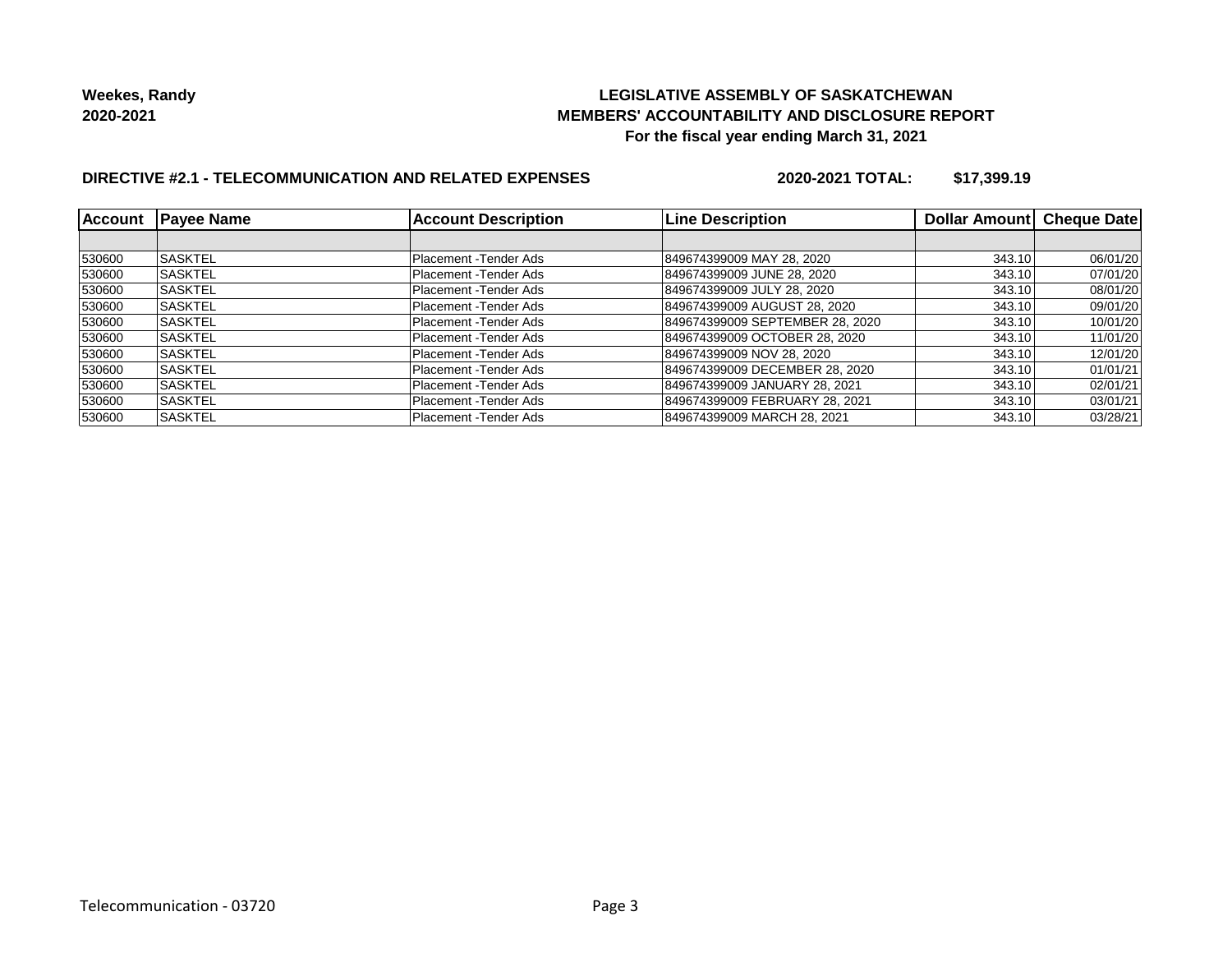**Weekes, Randy**
**2020-2021**

**LEGISLATIVE ASSEMBLY OF SASKATCHEWAN**
**MEMBERS' ACCOUNTABILITY AND DISCLOSURE REPORT**
**For the fiscal year ending March 31, 2021**

**DIRECTIVE #2.1 - TELECOMMUNICATION AND RELATED EXPENSES** **2020-2021 TOTAL: $17,399.19**

| Account | Payee Name | Account Description | Line Description | Dollar Amount | Cheque Date |
|---|---|---|---|---|---|
| | | | | | |
| 530600 | SASKTEL | Placement -Tender Ads | 849674399009 MAY 28, 2020 | 343.10 | 06/01/20 |
| 530600 | SASKTEL | Placement -Tender Ads | 849674399009 JUNE 28, 2020 | 343.10 | 07/01/20 |
| 530600 | SASKTEL | Placement -Tender Ads | 849674399009 JULY 28, 2020 | 343.10 | 08/01/20 |
| 530600 | SASKTEL | Placement -Tender Ads | 849674399009 AUGUST 28, 2020 | 343.10 | 09/01/20 |
| 530600 | SASKTEL | Placement -Tender Ads | 849674399009 SEPTEMBER 28, 2020 | 343.10 | 10/01/20 |
| 530600 | SASKTEL | Placement -Tender Ads | 849674399009 OCTOBER 28, 2020 | 343.10 | 11/01/20 |
| 530600 | SASKTEL | Placement -Tender Ads | 849674399009 NOV 28, 2020 | 343.10 | 12/01/20 |
| 530600 | SASKTEL | Placement -Tender Ads | 849674399009 DECEMBER 28, 2020 | 343.10 | 01/01/21 |
| 530600 | SASKTEL | Placement -Tender Ads | 849674399009 JANUARY 28, 2021 | 343.10 | 02/01/21 |
| 530600 | SASKTEL | Placement -Tender Ads | 849674399009 FEBRUARY 28, 2021 | 343.10 | 03/01/21 |
| 530600 | SASKTEL | Placement -Tender Ads | 849674399009 MARCH 28, 2021 | 343.10 | 03/28/21 |

Telecommunication - 03720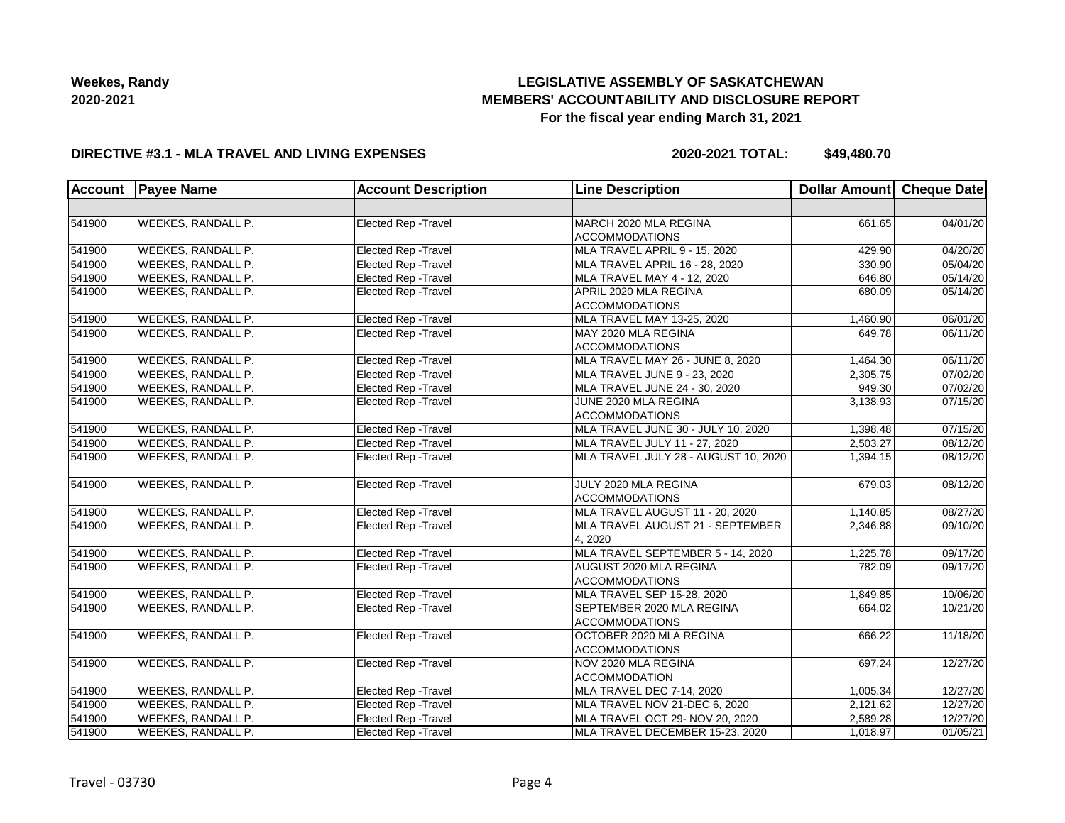**Weekes, Randy**
**2020-2021**

**LEGISLATIVE ASSEMBLY OF SASKATCHEWAN**
**MEMBERS' ACCOUNTABILITY AND DISCLOSURE REPORT**
**For the fiscal year ending March 31, 2021**

**DIRECTIVE #3.1 - MLA TRAVEL AND LIVING EXPENSES** | **2020-2021 TOTAL: $49,480.70**

| Account | Payee Name | Account Description | Line Description | Dollar Amount | Cheque Date |
|---|---|---|---|---|---|
| | | | | | |
| 541900 | WEEKES, RANDALL P. | Elected Rep -Travel | MARCH 2020 MLA REGINA ACCOMMODATIONS | 661.65 | 04/01/20 |
| 541900 | WEEKES, RANDALL P. | Elected Rep -Travel | MLA TRAVEL APRIL 9 - 15, 2020 | 429.90 | 04/20/20 |
| 541900 | WEEKES, RANDALL P. | Elected Rep -Travel | MLA TRAVEL APRIL 16 - 28, 2020 | 330.90 | 05/04/20 |
| 541900 | WEEKES, RANDALL P. | Elected Rep -Travel | MLA TRAVEL MAY 4 - 12, 2020 | 646.80 | 05/14/20 |
| 541900 | WEEKES, RANDALL P. | Elected Rep -Travel | APRIL 2020 MLA REGINA ACCOMMODATIONS | 680.09 | 05/14/20 |
| 541900 | WEEKES, RANDALL P. | Elected Rep -Travel | MLA TRAVEL MAY 13-25, 2020 | 1,460.90 | 06/01/20 |
| 541900 | WEEKES, RANDALL P. | Elected Rep -Travel | MAY 2020 MLA REGINA ACCOMMODATIONS | 649.78 | 06/11/20 |
| 541900 | WEEKES, RANDALL P. | Elected Rep -Travel | MLA TRAVEL MAY 26 - JUNE 8, 2020 | 1,464.30 | 06/11/20 |
| 541900 | WEEKES, RANDALL P. | Elected Rep -Travel | MLA TRAVEL JUNE 9 - 23, 2020 | 2,305.75 | 07/02/20 |
| 541900 | WEEKES, RANDALL P. | Elected Rep -Travel | MLA TRAVEL JUNE 24 - 30, 2020 | 949.30 | 07/02/20 |
| 541900 | WEEKES, RANDALL P. | Elected Rep -Travel | JUNE 2020 MLA REGINA ACCOMMODATIONS | 3,138.93 | 07/15/20 |
| 541900 | WEEKES, RANDALL P. | Elected Rep -Travel | MLA TRAVEL JUNE 30 - JULY 10, 2020 | 1,398.48 | 07/15/20 |
| 541900 | WEEKES, RANDALL P. | Elected Rep -Travel | MLA TRAVEL JULY 11 - 27, 2020 | 2,503.27 | 08/12/20 |
| 541900 | WEEKES, RANDALL P. | Elected Rep -Travel | MLA TRAVEL JULY 28 - AUGUST 10, 2020 | 1,394.15 | 08/12/20 |
| 541900 | WEEKES, RANDALL P. | Elected Rep -Travel | JULY 2020 MLA REGINA ACCOMMODATIONS | 679.03 | 08/12/20 |
| 541900 | WEEKES, RANDALL P. | Elected Rep -Travel | MLA TRAVEL AUGUST 11 - 20, 2020 | 1,140.85 | 08/27/20 |
| 541900 | WEEKES, RANDALL P. | Elected Rep -Travel | MLA TRAVEL AUGUST 21 - SEPTEMBER 4, 2020 | 2,346.88 | 09/10/20 |
| 541900 | WEEKES, RANDALL P. | Elected Rep -Travel | MLA TRAVEL SEPTEMBER 5 - 14, 2020 | 1,225.78 | 09/17/20 |
| 541900 | WEEKES, RANDALL P. | Elected Rep -Travel | AUGUST 2020 MLA REGINA ACCOMMODATIONS | 782.09 | 09/17/20 |
| 541900 | WEEKES, RANDALL P. | Elected Rep -Travel | MLA TRAVEL SEP 15-28, 2020 | 1,849.85 | 10/06/20 |
| 541900 | WEEKES, RANDALL P. | Elected Rep -Travel | SEPTEMBER 2020 MLA REGINA ACCOMMODATIONS | 664.02 | 10/21/20 |
| 541900 | WEEKES, RANDALL P. | Elected Rep -Travel | OCTOBER 2020 MLA REGINA ACCOMMODATIONS | 666.22 | 11/18/20 |
| 541900 | WEEKES, RANDALL P. | Elected Rep -Travel | NOV 2020 MLA REGINA ACCOMMODATION | 697.24 | 12/27/20 |
| 541900 | WEEKES, RANDALL P. | Elected Rep -Travel | MLA TRAVEL DEC 7-14, 2020 | 1,005.34 | 12/27/20 |
| 541900 | WEEKES, RANDALL P. | Elected Rep -Travel | MLA TRAVEL NOV 21-DEC 6, 2020 | 2,121.62 | 12/27/20 |
| 541900 | WEEKES, RANDALL P. | Elected Rep -Travel | MLA TRAVEL OCT 29- NOV 20, 2020 | 2,589.28 | 12/27/20 |
| 541900 | WEEKES, RANDALL P. | Elected Rep -Travel | MLA TRAVEL DECEMBER 15-23, 2020 | 1,018.97 | 01/05/21 |

Travel - 03730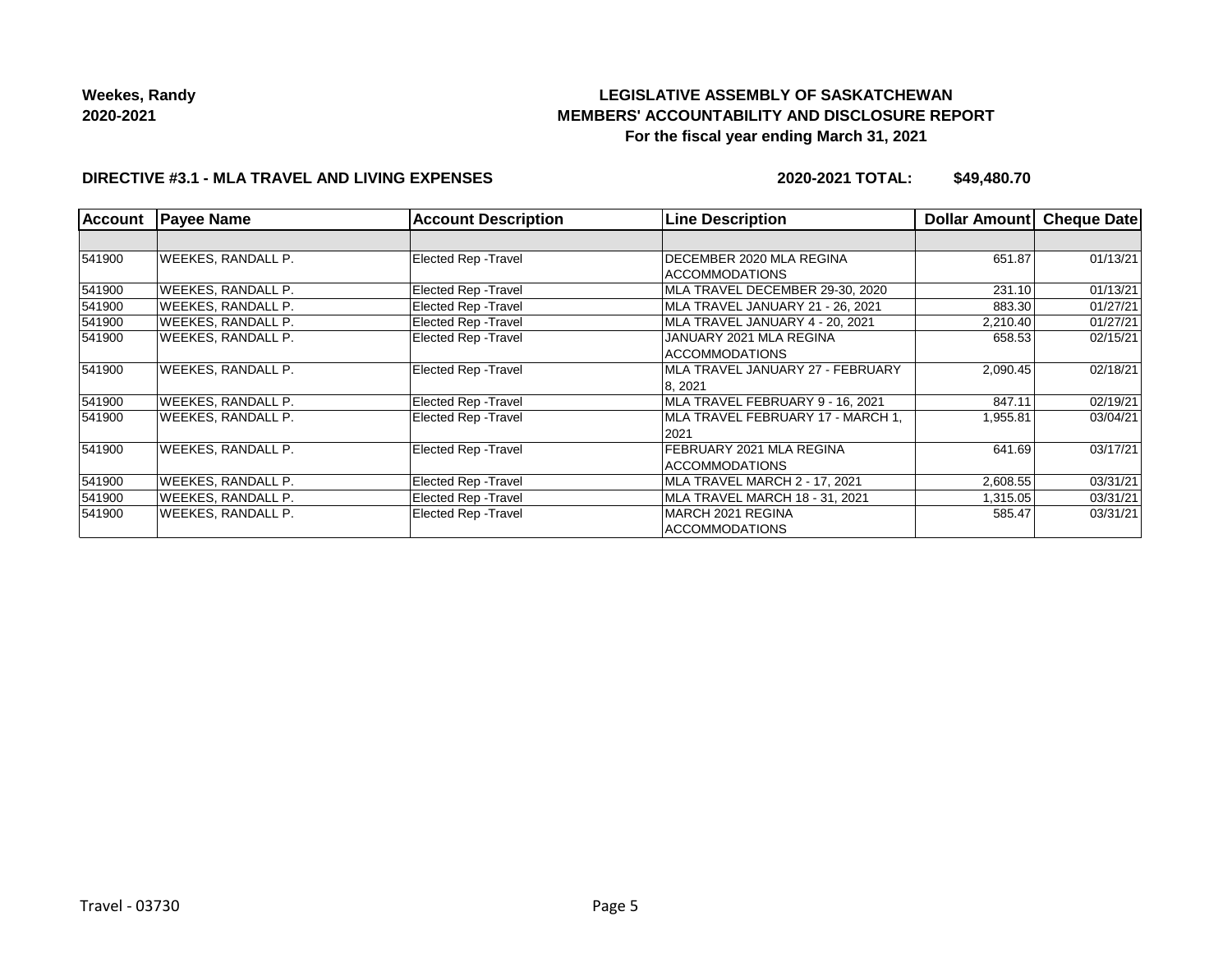**Weekes, Randy**
**2020-2021**

**LEGISLATIVE ASSEMBLY OF SASKATCHEWAN**
**MEMBERS' ACCOUNTABILITY AND DISCLOSURE REPORT**
**For the fiscal year ending March 31, 2021**

**DIRECTIVE #3.1 - MLA TRAVEL AND LIVING EXPENSES** **2020-2021 TOTAL: $49,480.70**

| Account | Payee Name | Account Description | Line Description | Dollar Amount | Cheque Date |
|---|---|---|---|---|---|
| | | | | | |
| 541900 | WEEKES, RANDALL P. | Elected Rep -Travel | DECEMBER 2020 MLA REGINA ACCOMMODATIONS | 651.87 | 01/13/21 |
| 541900 | WEEKES, RANDALL P. | Elected Rep -Travel | MLA TRAVEL DECEMBER 29-30, 2020 | 231.10 | 01/13/21 |
| 541900 | WEEKES, RANDALL P. | Elected Rep -Travel | MLA TRAVEL JANUARY 21 - 26, 2021 | 883.30 | 01/27/21 |
| 541900 | WEEKES, RANDALL P. | Elected Rep -Travel | MLA TRAVEL JANUARY 4 - 20, 2021 | 2,210.40 | 01/27/21 |
| 541900 | WEEKES, RANDALL P. | Elected Rep -Travel | JANUARY 2021 MLA REGINA ACCOMMODATIONS | 658.53 | 02/15/21 |
| 541900 | WEEKES, RANDALL P. | Elected Rep -Travel | MLA TRAVEL JANUARY 27 - FEBRUARY 8, 2021 | 2,090.45 | 02/18/21 |
| 541900 | WEEKES, RANDALL P. | Elected Rep -Travel | MLA TRAVEL FEBRUARY 9 - 16, 2021 | 847.11 | 02/19/21 |
| 541900 | WEEKES, RANDALL P. | Elected Rep -Travel | MLA TRAVEL FEBRUARY 17 - MARCH 1, 2021 | 1,955.81 | 03/04/21 |
| 541900 | WEEKES, RANDALL P. | Elected Rep -Travel | FEBRUARY 2021 MLA REGINA ACCOMMODATIONS | 641.69 | 03/17/21 |
| 541900 | WEEKES, RANDALL P. | Elected Rep -Travel | MLA TRAVEL MARCH 2 - 17, 2021 | 2,608.55 | 03/31/21 |
| 541900 | WEEKES, RANDALL P. | Elected Rep -Travel | MLA TRAVEL MARCH 18 - 31, 2021 | 1,315.05 | 03/31/21 |
| 541900 | WEEKES, RANDALL P. | Elected Rep -Travel | MARCH 2021 REGINA ACCOMMODATIONS | 585.47 | 03/31/21 |

Travel - 03730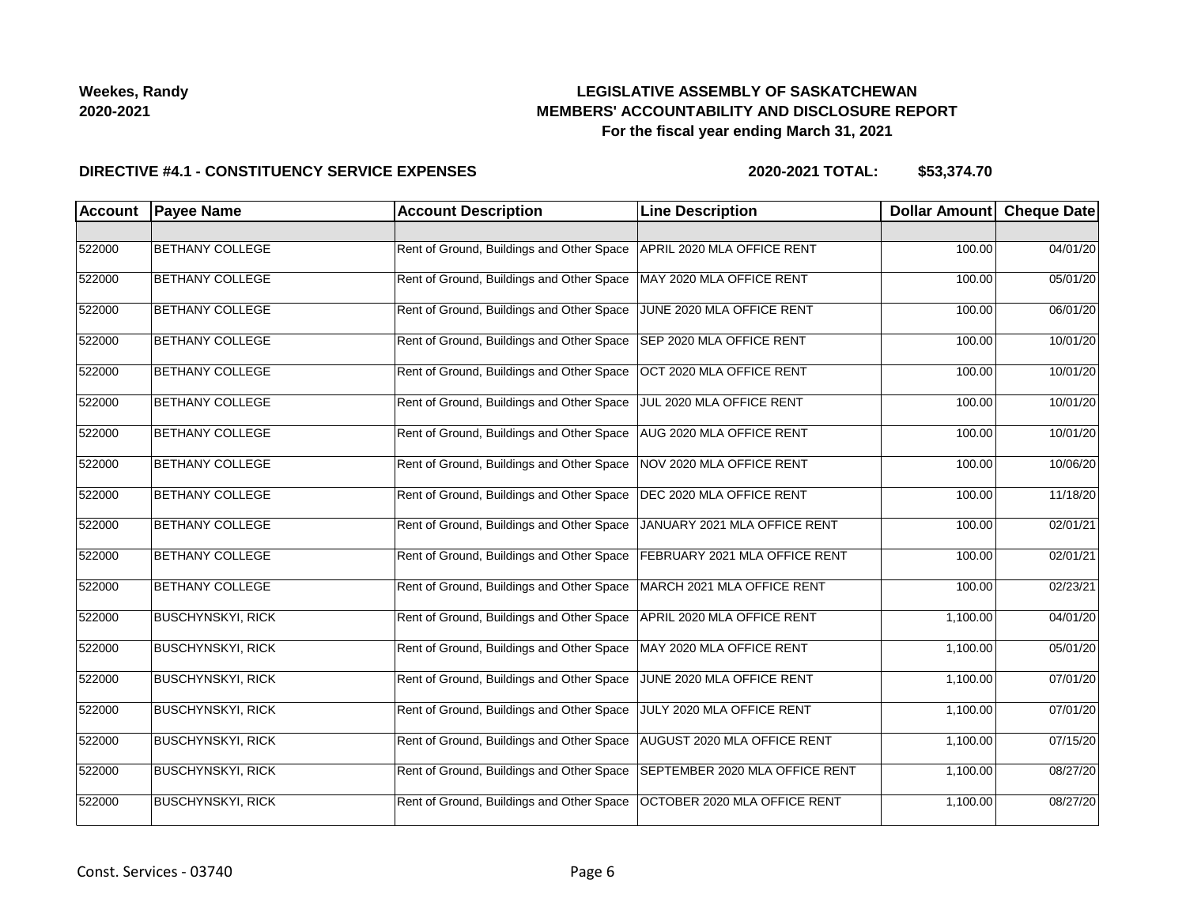**Weekes, Randy**
**2020-2021**

## LEGISLATIVE ASSEMBLY OF SASKATCHEWAN
## MEMBERS' ACCOUNTABILITY AND DISCLOSURE REPORT
### For the fiscal year ending March 31, 2021

**DIRECTIVE #4.1 - CONSTITUENCY SERVICE EXPENSES** **2020-2021 TOTAL: $53,374.70**

| Account | Payee Name | Account Description | Line Description | Dollar Amount | Cheque Date |
|---|---|---|---|---|---|
| | | | | | |
| 522000 | BETHANY COLLEGE | Rent of Ground, Buildings and Other Space | APRIL 2020 MLA OFFICE RENT | 100.00 | 04/01/20 |
| 522000 | BETHANY COLLEGE | Rent of Ground, Buildings and Other Space | MAY 2020 MLA OFFICE RENT | 100.00 | 05/01/20 |
| 522000 | BETHANY COLLEGE | Rent of Ground, Buildings and Other Space | JUNE 2020 MLA OFFICE RENT | 100.00 | 06/01/20 |
| 522000 | BETHANY COLLEGE | Rent of Ground, Buildings and Other Space | SEP 2020 MLA OFFICE RENT | 100.00 | 10/01/20 |
| 522000 | BETHANY COLLEGE | Rent of Ground, Buildings and Other Space | OCT 2020 MLA OFFICE RENT | 100.00 | 10/01/20 |
| 522000 | BETHANY COLLEGE | Rent of Ground, Buildings and Other Space | JUL 2020 MLA OFFICE RENT | 100.00 | 10/01/20 |
| 522000 | BETHANY COLLEGE | Rent of Ground, Buildings and Other Space | AUG 2020 MLA OFFICE RENT | 100.00 | 10/01/20 |
| 522000 | BETHANY COLLEGE | Rent of Ground, Buildings and Other Space | NOV 2020 MLA OFFICE RENT | 100.00 | 10/06/20 |
| 522000 | BETHANY COLLEGE | Rent of Ground, Buildings and Other Space | DEC 2020 MLA OFFICE RENT | 100.00 | 11/18/20 |
| 522000 | BETHANY COLLEGE | Rent of Ground, Buildings and Other Space | JANUARY 2021 MLA OFFICE RENT | 100.00 | 02/01/21 |
| 522000 | BETHANY COLLEGE | Rent of Ground, Buildings and Other Space | FEBRUARY 2021 MLA OFFICE RENT | 100.00 | 02/01/21 |
| 522000 | BETHANY COLLEGE | Rent of Ground, Buildings and Other Space | MARCH 2021 MLA OFFICE RENT | 100.00 | 02/23/21 |
| 522000 | BUSCHYNSKYI, RICK | Rent of Ground, Buildings and Other Space | APRIL 2020 MLA OFFICE RENT | 1,100.00 | 04/01/20 |
| 522000 | BUSCHYNSKYI, RICK | Rent of Ground, Buildings and Other Space | MAY 2020 MLA OFFICE RENT | 1,100.00 | 05/01/20 |
| 522000 | BUSCHYNSKYI, RICK | Rent of Ground, Buildings and Other Space | JUNE 2020 MLA OFFICE RENT | 1,100.00 | 07/01/20 |
| 522000 | BUSCHYNSKYI, RICK | Rent of Ground, Buildings and Other Space | JULY 2020 MLA OFFICE RENT | 1,100.00 | 07/01/20 |
| 522000 | BUSCHYNSKYI, RICK | Rent of Ground, Buildings and Other Space | AUGUST 2020 MLA OFFICE RENT | 1,100.00 | 07/15/20 |
| 522000 | BUSCHYNSKYI, RICK | Rent of Ground, Buildings and Other Space | SEPTEMBER 2020 MLA OFFICE RENT | 1,100.00 | 08/27/20 |
| 522000 | BUSCHYNSKYI, RICK | Rent of Ground, Buildings and Other Space | OCTOBER 2020 MLA OFFICE RENT | 1,100.00 | 08/27/20 |

Const. Services - 03740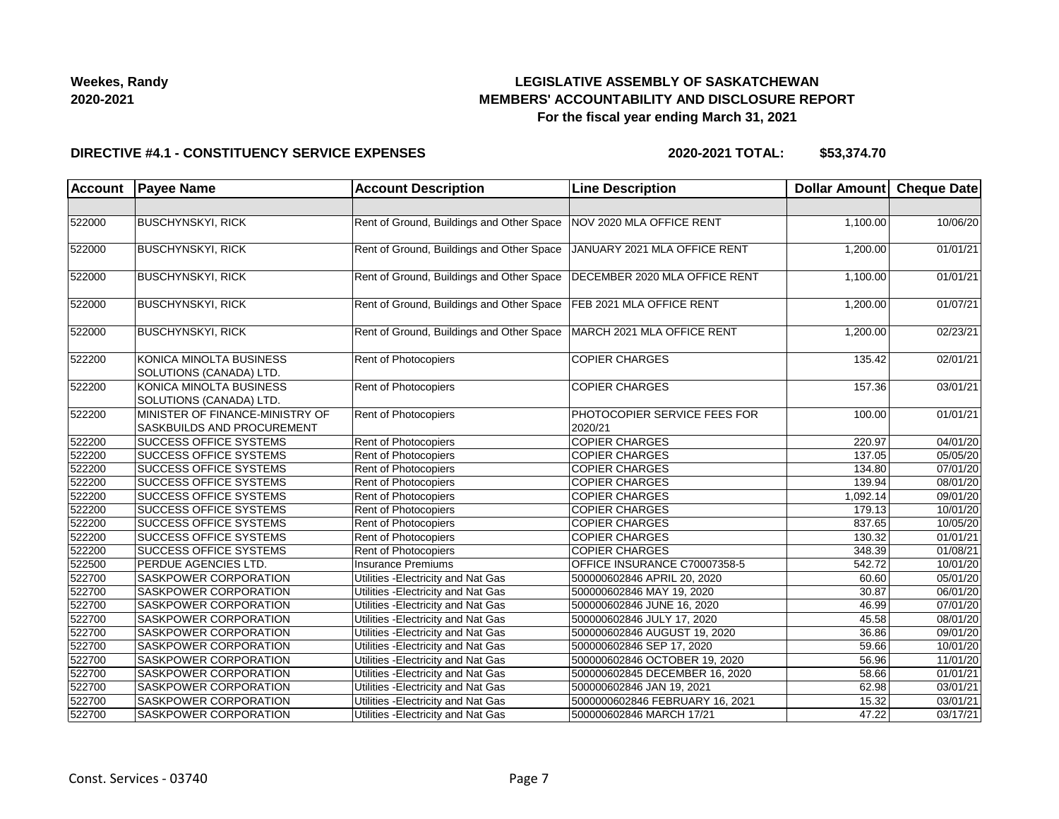**Weekes, Randy**
**2020-2021**

**LEGISLATIVE ASSEMBLY OF SASKATCHEWAN**
**MEMBERS' ACCOUNTABILITY AND DISCLOSURE REPORT**
**For the fiscal year ending March 31, 2021**

**DIRECTIVE #4.1 - CONSTITUENCY SERVICE EXPENSES** **2020-2021 TOTAL: $53,374.70**

| Account | Payee Name | Account Description | Line Description | Dollar Amount | Cheque Date |
|---|---|---|---|---|---|
| | | | | | |
| 522000 | BUSCHYNSKYI, RICK | Rent of Ground, Buildings and Other Space | NOV 2020 MLA OFFICE RENT | 1,100.00 | 10/06/20 |
| 522000 | BUSCHYNSKYI, RICK | Rent of Ground, Buildings and Other Space | JANUARY 2021 MLA OFFICE RENT | 1,200.00 | 01/01/21 |
| 522000 | BUSCHYNSKYI, RICK | Rent of Ground, Buildings and Other Space | DECEMBER 2020 MLA OFFICE RENT | 1,100.00 | 01/01/21 |
| 522000 | BUSCHYNSKYI, RICK | Rent of Ground, Buildings and Other Space | FEB 2021 MLA OFFICE RENT | 1,200.00 | 01/07/21 |
| 522000 | BUSCHYNSKYI, RICK | Rent of Ground, Buildings and Other Space | MARCH 2021 MLA OFFICE RENT | 1,200.00 | 02/23/21 |
| 522200 | KONICA MINOLTA BUSINESS SOLUTIONS (CANADA) LTD. | Rent of Photocopiers | COPIER CHARGES | 135.42 | 02/01/21 |
| 522200 | KONICA MINOLTA BUSINESS SOLUTIONS (CANADA) LTD. | Rent of Photocopiers | COPIER CHARGES | 157.36 | 03/01/21 |
| 522200 | MINISTER OF FINANCE-MINISTRY OF SASKBUILDS AND PROCUREMENT | Rent of Photocopiers | PHOTOCOPIER SERVICE FEES FOR 2020/21 | 100.00 | 01/01/21 |
| 522200 | SUCCESS OFFICE SYSTEMS | Rent of Photocopiers | COPIER CHARGES | 220.97 | 04/01/20 |
| 522200 | SUCCESS OFFICE SYSTEMS | Rent of Photocopiers | COPIER CHARGES | 137.05 | 05/05/20 |
| 522200 | SUCCESS OFFICE SYSTEMS | Rent of Photocopiers | COPIER CHARGES | 134.80 | 07/01/20 |
| 522200 | SUCCESS OFFICE SYSTEMS | Rent of Photocopiers | COPIER CHARGES | 139.94 | 08/01/20 |
| 522200 | SUCCESS OFFICE SYSTEMS | Rent of Photocopiers | COPIER CHARGES | 1,092.14 | 09/01/20 |
| 522200 | SUCCESS OFFICE SYSTEMS | Rent of Photocopiers | COPIER CHARGES | 179.13 | 10/01/20 |
| 522200 | SUCCESS OFFICE SYSTEMS | Rent of Photocopiers | COPIER CHARGES | 837.65 | 10/05/20 |
| 522200 | SUCCESS OFFICE SYSTEMS | Rent of Photocopiers | COPIER CHARGES | 130.32 | 01/01/21 |
| 522200 | SUCCESS OFFICE SYSTEMS | Rent of Photocopiers | COPIER CHARGES | 348.39 | 01/08/21 |
| 522500 | PERDUE AGENCIES LTD. | Insurance Premiums | OFFICE INSURANCE C70007358-5 | 542.72 | 10/01/20 |
| 522700 | SASKPOWER CORPORATION | Utilities -Electricity and Nat Gas | 500000602846 APRIL 20, 2020 | 60.60 | 05/01/20 |
| 522700 | SASKPOWER CORPORATION | Utilities -Electricity and Nat Gas | 500000602846 MAY 19, 2020 | 30.87 | 06/01/20 |
| 522700 | SASKPOWER CORPORATION | Utilities -Electricity and Nat Gas | 500000602846 JUNE 16, 2020 | 46.99 | 07/01/20 |
| 522700 | SASKPOWER CORPORATION | Utilities -Electricity and Nat Gas | 500000602846 JULY 17, 2020 | 45.58 | 08/01/20 |
| 522700 | SASKPOWER CORPORATION | Utilities -Electricity and Nat Gas | 500000602846 AUGUST 19, 2020 | 36.86 | 09/01/20 |
| 522700 | SASKPOWER CORPORATION | Utilities -Electricity and Nat Gas | 500000602846 SEP 17, 2020 | 59.66 | 10/01/20 |
| 522700 | SASKPOWER CORPORATION | Utilities -Electricity and Nat Gas | 500000602846 OCTOBER 19, 2020 | 56.96 | 11/01/20 |
| 522700 | SASKPOWER CORPORATION | Utilities -Electricity and Nat Gas | 500000602845 DECEMBER 16, 2020 | 58.66 | 01/01/21 |
| 522700 | SASKPOWER CORPORATION | Utilities -Electricity and Nat Gas | 500000602846 JAN 19, 2021 | 62.98 | 03/01/21 |
| 522700 | SASKPOWER CORPORATION | Utilities -Electricity and Nat Gas | 5000000602846 FEBRUARY 16, 2021 | 15.32 | 03/01/21 |
| 522700 | SASKPOWER CORPORATION | Utilities -Electricity and Nat Gas | 500000602846 MARCH 17/21 | 47.22 | 03/17/21 |

Const. Services - 03740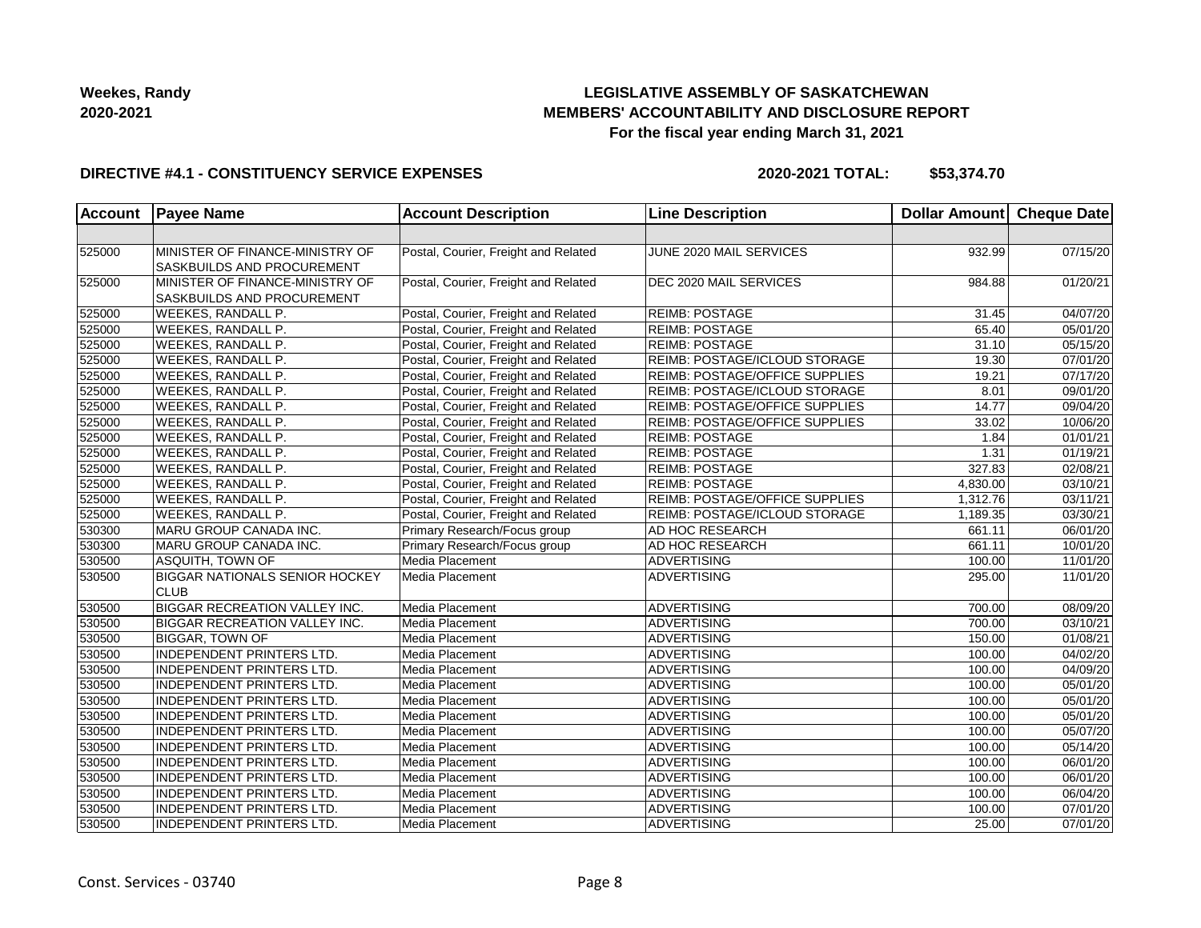**Weekes, Randy**
**2020-2021**

# LEGISLATIVE ASSEMBLY OF SASKATCHEWAN
## MEMBERS' ACCOUNTABILITY AND DISCLOSURE REPORT
### For the fiscal year ending March 31, 2021

**DIRECTIVE #4.1 - CONSTITUENCY SERVICE EXPENSES** **2020-2021 TOTAL: $53,374.70**

| Account | Payee Name | Account Description | Line Description | Dollar Amount | Cheque Date |
|---|---|---|---|---|---|
| | | | | | |
| 525000 | MINISTER OF FINANCE-MINISTRY OF SASKBUILDS AND PROCUREMENT | Postal, Courier, Freight and Related | JUNE 2020 MAIL SERVICES | 932.99 | 07/15/20 |
| 525000 | MINISTER OF FINANCE-MINISTRY OF SASKBUILDS AND PROCUREMENT | Postal, Courier, Freight and Related | DEC 2020 MAIL SERVICES | 984.88 | 01/20/21 |
| 525000 | WEEKES, RANDALL P. | Postal, Courier, Freight and Related | REIMB: POSTAGE | 31.45 | 04/07/20 |
| 525000 | WEEKES, RANDALL P. | Postal, Courier, Freight and Related | REIMB: POSTAGE | 65.40 | 05/01/20 |
| 525000 | WEEKES, RANDALL P. | Postal, Courier, Freight and Related | REIMB: POSTAGE | 31.10 | 05/15/20 |
| 525000 | WEEKES, RANDALL P. | Postal, Courier, Freight and Related | REIMB: POSTAGE/ICLOUD STORAGE | 19.30 | 07/01/20 |
| 525000 | WEEKES, RANDALL P. | Postal, Courier, Freight and Related | REIMB: POSTAGE/OFFICE SUPPLIES | 19.21 | 07/17/20 |
| 525000 | WEEKES, RANDALL P. | Postal, Courier, Freight and Related | REIMB: POSTAGE/ICLOUD STORAGE | 8.01 | 09/01/20 |
| 525000 | WEEKES, RANDALL P. | Postal, Courier, Freight and Related | REIMB: POSTAGE/OFFICE SUPPLIES | 14.77 | 09/04/20 |
| 525000 | WEEKES, RANDALL P. | Postal, Courier, Freight and Related | REIMB: POSTAGE/OFFICE SUPPLIES | 33.02 | 10/06/20 |
| 525000 | WEEKES, RANDALL P. | Postal, Courier, Freight and Related | REIMB: POSTAGE | 1.84 | 01/01/21 |
| 525000 | WEEKES, RANDALL P. | Postal, Courier, Freight and Related | REIMB: POSTAGE | 1.31 | 01/19/21 |
| 525000 | WEEKES, RANDALL P. | Postal, Courier, Freight and Related | REIMB: POSTAGE | 327.83 | 02/08/21 |
| 525000 | WEEKES, RANDALL P. | Postal, Courier, Freight and Related | REIMB: POSTAGE | 4,830.00 | 03/10/21 |
| 525000 | WEEKES, RANDALL P. | Postal, Courier, Freight and Related | REIMB: POSTAGE/OFFICE SUPPLIES | 1,312.76 | 03/11/21 |
| 525000 | WEEKES, RANDALL P. | Postal, Courier, Freight and Related | REIMB: POSTAGE/ICLOUD STORAGE | 1,189.35 | 03/30/21 |
| 530300 | MARU GROUP CANADA INC. | Primary Research/Focus group | AD HOC RESEARCH | 661.11 | 06/01/20 |
| 530300 | MARU GROUP CANADA INC. | Primary Research/Focus group | AD HOC RESEARCH | 661.11 | 10/01/20 |
| 530500 | ASQUITH, TOWN OF | Media Placement | ADVERTISING | 100.00 | 11/01/20 |
| 530500 | BIGGAR NATIONALS SENIOR HOCKEY CLUB | Media Placement | ADVERTISING | 295.00 | 11/01/20 |
| 530500 | BIGGAR RECREATION VALLEY INC. | Media Placement | ADVERTISING | 700.00 | 08/09/20 |
| 530500 | BIGGAR RECREATION VALLEY INC. | Media Placement | ADVERTISING | 700.00 | 03/10/21 |
| 530500 | BIGGAR, TOWN OF | Media Placement | ADVERTISING | 150.00 | 01/08/21 |
| 530500 | INDEPENDENT PRINTERS LTD. | Media Placement | ADVERTISING | 100.00 | 04/02/20 |
| 530500 | INDEPENDENT PRINTERS LTD. | Media Placement | ADVERTISING | 100.00 | 04/09/20 |
| 530500 | INDEPENDENT PRINTERS LTD. | Media Placement | ADVERTISING | 100.00 | 05/01/20 |
| 530500 | INDEPENDENT PRINTERS LTD. | Media Placement | ADVERTISING | 100.00 | 05/01/20 |
| 530500 | INDEPENDENT PRINTERS LTD. | Media Placement | ADVERTISING | 100.00 | 05/01/20 |
| 530500 | INDEPENDENT PRINTERS LTD. | Media Placement | ADVERTISING | 100.00 | 05/07/20 |
| 530500 | INDEPENDENT PRINTERS LTD. | Media Placement | ADVERTISING | 100.00 | 05/14/20 |
| 530500 | INDEPENDENT PRINTERS LTD. | Media Placement | ADVERTISING | 100.00 | 06/01/20 |
| 530500 | INDEPENDENT PRINTERS LTD. | Media Placement | ADVERTISING | 100.00 | 06/01/20 |
| 530500 | INDEPENDENT PRINTERS LTD. | Media Placement | ADVERTISING | 100.00 | 06/04/20 |
| 530500 | INDEPENDENT PRINTERS LTD. | Media Placement | ADVERTISING | 100.00 | 07/01/20 |
| 530500 | INDEPENDENT PRINTERS LTD. | Media Placement | ADVERTISING | 25.00 | 07/01/20 |

Const. Services - 03740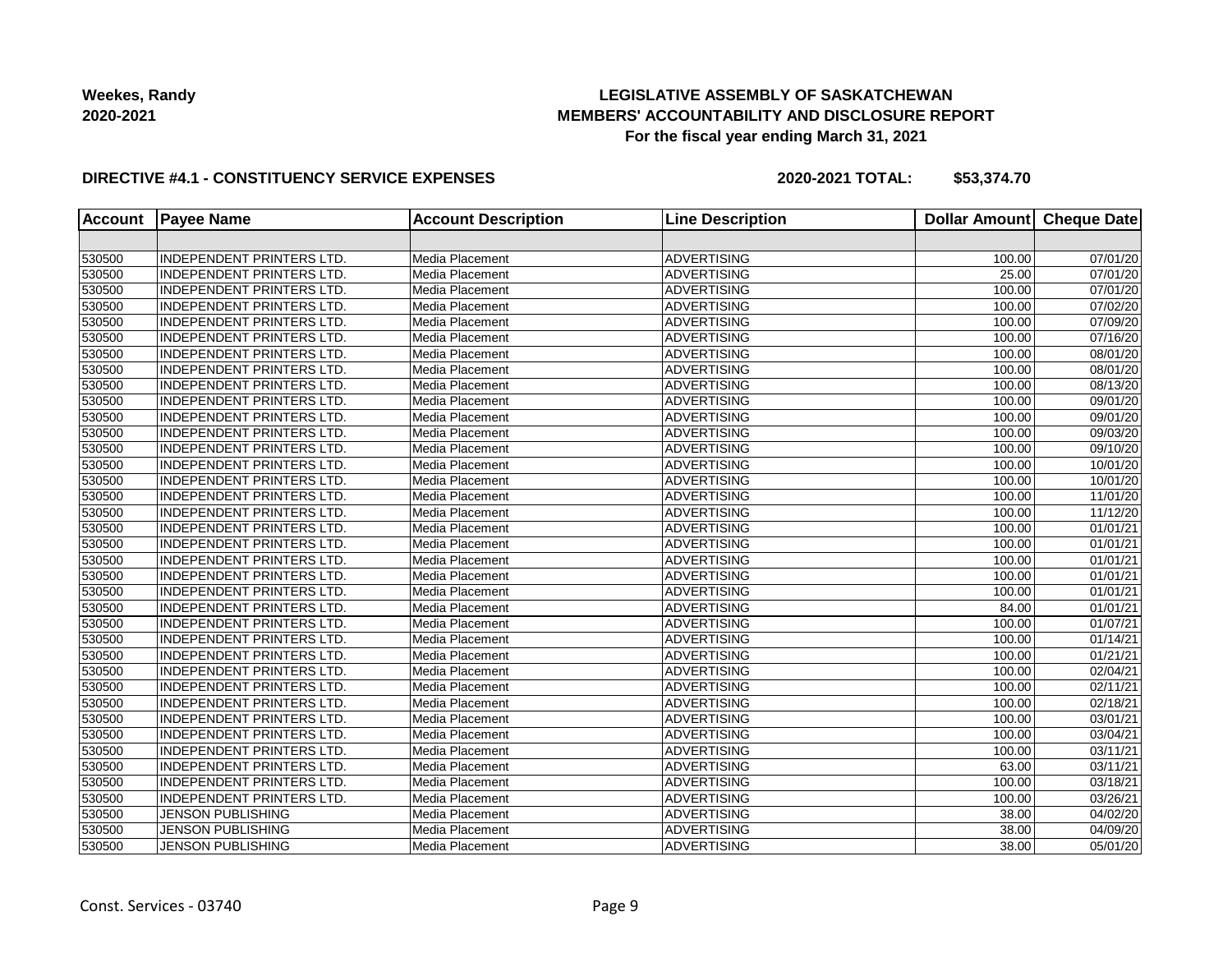**Weekes, Randy**
**2020-2021**

# LEGISLATIVE ASSEMBLY OF SASKATCHEWAN
## MEMBERS' ACCOUNTABILITY AND DISCLOSURE REPORT
### For the fiscal year ending March 31, 2021

**DIRECTIVE #4.1 - CONSTITUENCY SERVICE EXPENSES** **2020-2021 TOTAL: $53,374.70**

| Account | Payee Name | Account Description | Line Description | Dollar Amount | Cheque Date |
|---|---|---|---|---|---|
| | | | | | |
| 530500 | INDEPENDENT PRINTERS LTD. | Media Placement | ADVERTISING | 100.00 | 07/01/20 |
| 530500 | INDEPENDENT PRINTERS LTD. | Media Placement | ADVERTISING | 25.00 | 07/01/20 |
| 530500 | INDEPENDENT PRINTERS LTD. | Media Placement | ADVERTISING | 100.00 | 07/01/20 |
| 530500 | INDEPENDENT PRINTERS LTD. | Media Placement | ADVERTISING | 100.00 | 07/02/20 |
| 530500 | INDEPENDENT PRINTERS LTD. | Media Placement | ADVERTISING | 100.00 | 07/09/20 |
| 530500 | INDEPENDENT PRINTERS LTD. | Media Placement | ADVERTISING | 100.00 | 07/16/20 |
| 530500 | INDEPENDENT PRINTERS LTD. | Media Placement | ADVERTISING | 100.00 | 08/01/20 |
| 530500 | INDEPENDENT PRINTERS LTD. | Media Placement | ADVERTISING | 100.00 | 08/01/20 |
| 530500 | INDEPENDENT PRINTERS LTD. | Media Placement | ADVERTISING | 100.00 | 08/13/20 |
| 530500 | INDEPENDENT PRINTERS LTD. | Media Placement | ADVERTISING | 100.00 | 09/01/20 |
| 530500 | INDEPENDENT PRINTERS LTD. | Media Placement | ADVERTISING | 100.00 | 09/01/20 |
| 530500 | INDEPENDENT PRINTERS LTD. | Media Placement | ADVERTISING | 100.00 | 09/03/20 |
| 530500 | INDEPENDENT PRINTERS LTD. | Media Placement | ADVERTISING | 100.00 | 09/10/20 |
| 530500 | INDEPENDENT PRINTERS LTD. | Media Placement | ADVERTISING | 100.00 | 10/01/20 |
| 530500 | INDEPENDENT PRINTERS LTD. | Media Placement | ADVERTISING | 100.00 | 10/01/20 |
| 530500 | INDEPENDENT PRINTERS LTD. | Media Placement | ADVERTISING | 100.00 | 11/01/20 |
| 530500 | INDEPENDENT PRINTERS LTD. | Media Placement | ADVERTISING | 100.00 | 11/12/20 |
| 530500 | INDEPENDENT PRINTERS LTD. | Media Placement | ADVERTISING | 100.00 | 01/01/21 |
| 530500 | INDEPENDENT PRINTERS LTD. | Media Placement | ADVERTISING | 100.00 | 01/01/21 |
| 530500 | INDEPENDENT PRINTERS LTD. | Media Placement | ADVERTISING | 100.00 | 01/01/21 |
| 530500 | INDEPENDENT PRINTERS LTD. | Media Placement | ADVERTISING | 100.00 | 01/01/21 |
| 530500 | INDEPENDENT PRINTERS LTD. | Media Placement | ADVERTISING | 100.00 | 01/01/21 |
| 530500 | INDEPENDENT PRINTERS LTD. | Media Placement | ADVERTISING | 84.00 | 01/01/21 |
| 530500 | INDEPENDENT PRINTERS LTD. | Media Placement | ADVERTISING | 100.00 | 01/07/21 |
| 530500 | INDEPENDENT PRINTERS LTD. | Media Placement | ADVERTISING | 100.00 | 01/14/21 |
| 530500 | INDEPENDENT PRINTERS LTD. | Media Placement | ADVERTISING | 100.00 | 01/21/21 |
| 530500 | INDEPENDENT PRINTERS LTD. | Media Placement | ADVERTISING | 100.00 | 02/04/21 |
| 530500 | INDEPENDENT PRINTERS LTD. | Media Placement | ADVERTISING | 100.00 | 02/11/21 |
| 530500 | INDEPENDENT PRINTERS LTD. | Media Placement | ADVERTISING | 100.00 | 02/18/21 |
| 530500 | INDEPENDENT PRINTERS LTD. | Media Placement | ADVERTISING | 100.00 | 03/01/21 |
| 530500 | INDEPENDENT PRINTERS LTD. | Media Placement | ADVERTISING | 100.00 | 03/04/21 |
| 530500 | INDEPENDENT PRINTERS LTD. | Media Placement | ADVERTISING | 100.00 | 03/11/21 |
| 530500 | INDEPENDENT PRINTERS LTD. | Media Placement | ADVERTISING | 63.00 | 03/11/21 |
| 530500 | INDEPENDENT PRINTERS LTD. | Media Placement | ADVERTISING | 100.00 | 03/18/21 |
| 530500 | INDEPENDENT PRINTERS LTD. | Media Placement | ADVERTISING | 100.00 | 03/26/21 |
| 530500 | JENSON PUBLISHING | Media Placement | ADVERTISING | 38.00 | 04/02/20 |
| 530500 | JENSON PUBLISHING | Media Placement | ADVERTISING | 38.00 | 04/09/20 |
| 530500 | JENSON PUBLISHING | Media Placement | ADVERTISING | 38.00 | 05/01/20 |

Const. Services - 03740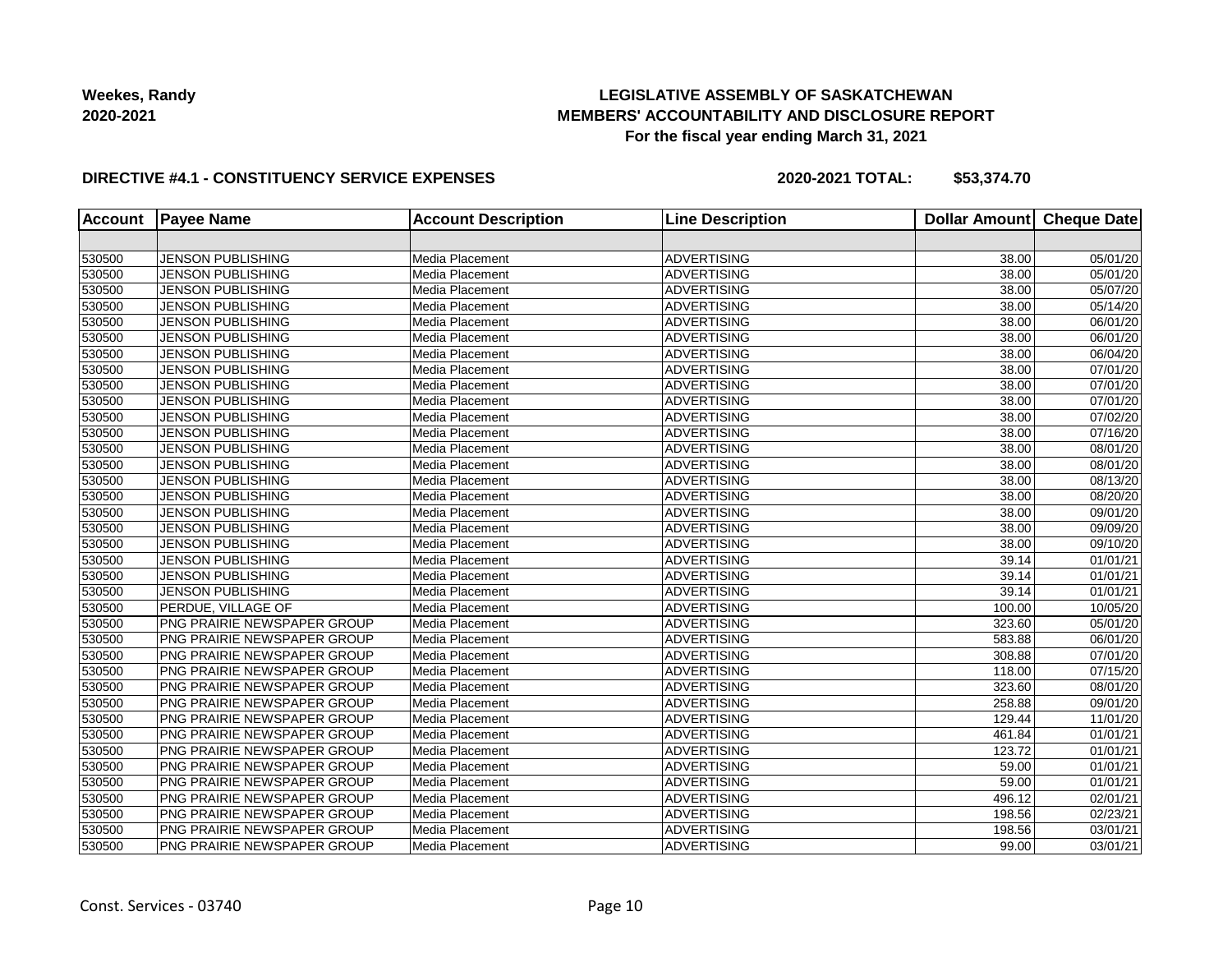**Weekes, Randy**
**2020-2021**

# LEGISLATIVE ASSEMBLY OF SASKATCHEWAN
## MEMBERS' ACCOUNTABILITY AND DISCLOSURE REPORT
### For the fiscal year ending March 31, 2021

**DIRECTIVE #4.1 - CONSTITUENCY SERVICE EXPENSES** **2020-2021 TOTAL: $53,374.70**

| Account | Payee Name | Account Description | Line Description | Dollar Amount | Cheque Date |
|---|---|---|---|---|---|
| | | | | | |
| 530500 | JENSON PUBLISHING | Media Placement | ADVERTISING | 38.00 | 05/01/20 |
| 530500 | JENSON PUBLISHING | Media Placement | ADVERTISING | 38.00 | 05/01/20 |
| 530500 | JENSON PUBLISHING | Media Placement | ADVERTISING | 38.00 | 05/07/20 |
| 530500 | JENSON PUBLISHING | Media Placement | ADVERTISING | 38.00 | 05/14/20 |
| 530500 | JENSON PUBLISHING | Media Placement | ADVERTISING | 38.00 | 06/01/20 |
| 530500 | JENSON PUBLISHING | Media Placement | ADVERTISING | 38.00 | 06/01/20 |
| 530500 | JENSON PUBLISHING | Media Placement | ADVERTISING | 38.00 | 06/04/20 |
| 530500 | JENSON PUBLISHING | Media Placement | ADVERTISING | 38.00 | 07/01/20 |
| 530500 | JENSON PUBLISHING | Media Placement | ADVERTISING | 38.00 | 07/01/20 |
| 530500 | JENSON PUBLISHING | Media Placement | ADVERTISING | 38.00 | 07/01/20 |
| 530500 | JENSON PUBLISHING | Media Placement | ADVERTISING | 38.00 | 07/02/20 |
| 530500 | JENSON PUBLISHING | Media Placement | ADVERTISING | 38.00 | 07/16/20 |
| 530500 | JENSON PUBLISHING | Media Placement | ADVERTISING | 38.00 | 08/01/20 |
| 530500 | JENSON PUBLISHING | Media Placement | ADVERTISING | 38.00 | 08/01/20 |
| 530500 | JENSON PUBLISHING | Media Placement | ADVERTISING | 38.00 | 08/13/20 |
| 530500 | JENSON PUBLISHING | Media Placement | ADVERTISING | 38.00 | 08/20/20 |
| 530500 | JENSON PUBLISHING | Media Placement | ADVERTISING | 38.00 | 09/01/20 |
| 530500 | JENSON PUBLISHING | Media Placement | ADVERTISING | 38.00 | 09/09/20 |
| 530500 | JENSON PUBLISHING | Media Placement | ADVERTISING | 38.00 | 09/10/20 |
| 530500 | JENSON PUBLISHING | Media Placement | ADVERTISING | 39.14 | 01/01/21 |
| 530500 | JENSON PUBLISHING | Media Placement | ADVERTISING | 39.14 | 01/01/21 |
| 530500 | JENSON PUBLISHING | Media Placement | ADVERTISING | 39.14 | 01/01/21 |
| 530500 | PERDUE, VILLAGE OF | Media Placement | ADVERTISING | 100.00 | 10/05/20 |
| 530500 | PNG PRAIRIE NEWSPAPER GROUP | Media Placement | ADVERTISING | 323.60 | 05/01/20 |
| 530500 | PNG PRAIRIE NEWSPAPER GROUP | Media Placement | ADVERTISING | 583.88 | 06/01/20 |
| 530500 | PNG PRAIRIE NEWSPAPER GROUP | Media Placement | ADVERTISING | 308.88 | 07/01/20 |
| 530500 | PNG PRAIRIE NEWSPAPER GROUP | Media Placement | ADVERTISING | 118.00 | 07/15/20 |
| 530500 | PNG PRAIRIE NEWSPAPER GROUP | Media Placement | ADVERTISING | 323.60 | 08/01/20 |
| 530500 | PNG PRAIRIE NEWSPAPER GROUP | Media Placement | ADVERTISING | 258.88 | 09/01/20 |
| 530500 | PNG PRAIRIE NEWSPAPER GROUP | Media Placement | ADVERTISING | 129.44 | 11/01/20 |
| 530500 | PNG PRAIRIE NEWSPAPER GROUP | Media Placement | ADVERTISING | 461.84 | 01/01/21 |
| 530500 | PNG PRAIRIE NEWSPAPER GROUP | Media Placement | ADVERTISING | 123.72 | 01/01/21 |
| 530500 | PNG PRAIRIE NEWSPAPER GROUP | Media Placement | ADVERTISING | 59.00 | 01/01/21 |
| 530500 | PNG PRAIRIE NEWSPAPER GROUP | Media Placement | ADVERTISING | 59.00 | 01/01/21 |
| 530500 | PNG PRAIRIE NEWSPAPER GROUP | Media Placement | ADVERTISING | 496.12 | 02/01/21 |
| 530500 | PNG PRAIRIE NEWSPAPER GROUP | Media Placement | ADVERTISING | 198.56 | 02/23/21 |
| 530500 | PNG PRAIRIE NEWSPAPER GROUP | Media Placement | ADVERTISING | 198.56 | 03/01/21 |
| 530500 | PNG PRAIRIE NEWSPAPER GROUP | Media Placement | ADVERTISING | 99.00 | 03/01/21 |

Const. Services - 03740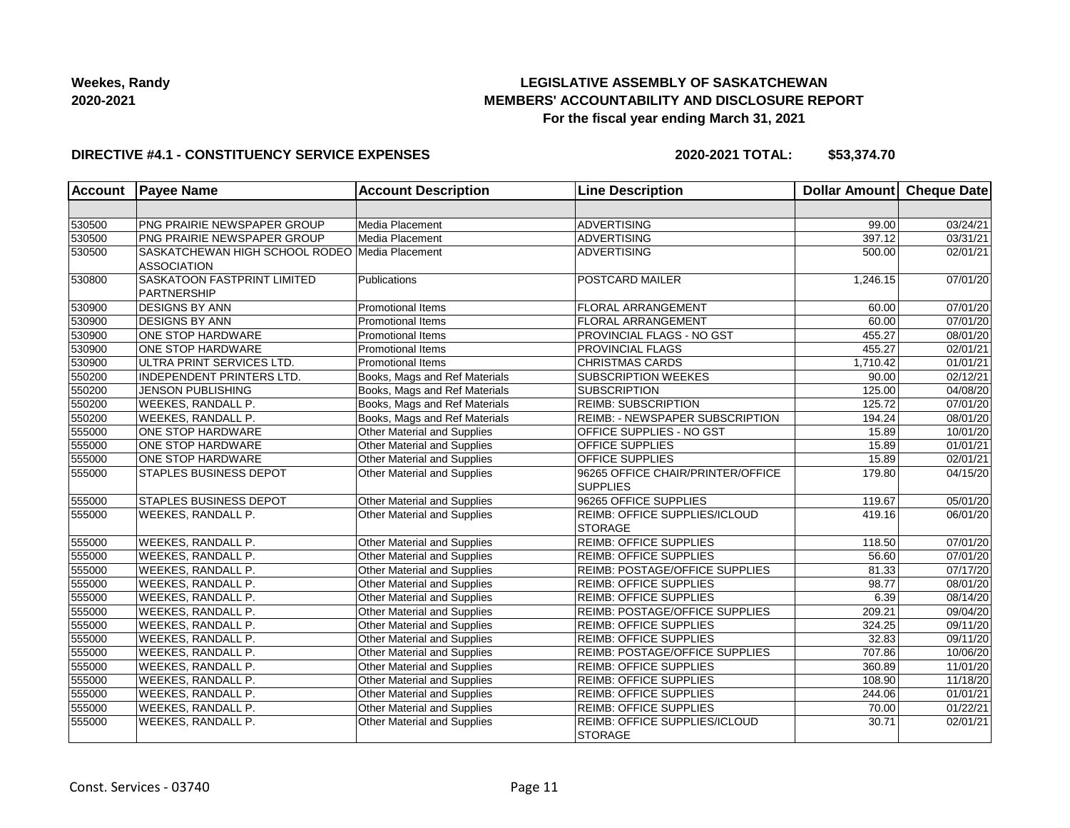**Weekes, Randy**
**2020-2021**

**LEGISLATIVE ASSEMBLY OF SASKATCHEWAN**
**MEMBERS' ACCOUNTABILITY AND DISCLOSURE REPORT**
**For the fiscal year ending March 31, 2021**

**DIRECTIVE #4.1 - CONSTITUENCY SERVICE EXPENSES** **2020-2021 TOTAL: $53,374.70**

| Account | Payee Name | Account Description | Line Description | Dollar Amount | Cheque Date |
|---|---|---|---|---|---|
| | | | | | |
| 530500 | PNG PRAIRIE NEWSPAPER GROUP | Media Placement | ADVERTISING | 99.00 | 03/24/21 |
| 530500 | PNG PRAIRIE NEWSPAPER GROUP | Media Placement | ADVERTISING | 397.12 | 03/31/21 |
| 530500 | SASKATCHEWAN HIGH SCHOOL RODEO ASSOCIATION | Media Placement | ADVERTISING | 500.00 | 02/01/21 |
| 530800 | SASKATOON FASTPRINT LIMITED PARTNERSHIP | Publications | POSTCARD MAILER | 1,246.15 | 07/01/20 |
| 530900 | DESIGNS BY ANN | Promotional Items | FLORAL ARRANGEMENT | 60.00 | 07/01/20 |
| 530900 | DESIGNS BY ANN | Promotional Items | FLORAL ARRANGEMENT | 60.00 | 07/01/20 |
| 530900 | ONE STOP HARDWARE | Promotional Items | PROVINCIAL FLAGS - NO GST | 455.27 | 08/01/20 |
| 530900 | ONE STOP HARDWARE | Promotional Items | PROVINCIAL FLAGS | 455.27 | 02/01/21 |
| 530900 | ULTRA PRINT SERVICES LTD. | Promotional Items | CHRISTMAS CARDS | 1,710.42 | 01/01/21 |
| 550200 | INDEPENDENT PRINTERS LTD. | Books, Mags and Ref Materials | SUBSCRIPTION WEEKES | 90.00 | 02/12/21 |
| 550200 | JENSON PUBLISHING | Books, Mags and Ref Materials | SUBSCRIPTION | 125.00 | 04/08/20 |
| 550200 | WEEKES, RANDALL P. | Books, Mags and Ref Materials | REIMB: SUBSCRIPTION | 125.72 | 07/01/20 |
| 550200 | WEEKES, RANDALL P. | Books, Mags and Ref Materials | REIMB: - NEWSPAPER SUBSCRIPTION | 194.24 | 08/01/20 |
| 555000 | ONE STOP HARDWARE | Other Material and Supplies | OFFICE SUPPLIES - NO GST | 15.89 | 10/01/20 |
| 555000 | ONE STOP HARDWARE | Other Material and Supplies | OFFICE SUPPLIES | 15.89 | 01/01/21 |
| 555000 | ONE STOP HARDWARE | Other Material and Supplies | OFFICE SUPPLIES | 15.89 | 02/01/21 |
| 555000 | STAPLES BUSINESS DEPOT | Other Material and Supplies | 96265 OFFICE CHAIR/PRINTER/OFFICE SUPPLIES | 179.80 | 04/15/20 |
| 555000 | STAPLES BUSINESS DEPOT | Other Material and Supplies | 96265 OFFICE SUPPLIES | 119.67 | 05/01/20 |
| 555000 | WEEKES, RANDALL P. | Other Material and Supplies | REIMB: OFFICE SUPPLIES/ICLOUD STORAGE | 419.16 | 06/01/20 |
| 555000 | WEEKES, RANDALL P. | Other Material and Supplies | REIMB: OFFICE SUPPLIES | 118.50 | 07/01/20 |
| 555000 | WEEKES, RANDALL P. | Other Material and Supplies | REIMB: OFFICE SUPPLIES | 56.60 | 07/01/20 |
| 555000 | WEEKES, RANDALL P. | Other Material and Supplies | REIMB: POSTAGE/OFFICE SUPPLIES | 81.33 | 07/17/20 |
| 555000 | WEEKES, RANDALL P. | Other Material and Supplies | REIMB: OFFICE SUPPLIES | 98.77 | 08/01/20 |
| 555000 | WEEKES, RANDALL P. | Other Material and Supplies | REIMB: OFFICE SUPPLIES | 6.39 | 08/14/20 |
| 555000 | WEEKES, RANDALL P. | Other Material and Supplies | REIMB: POSTAGE/OFFICE SUPPLIES | 209.21 | 09/04/20 |
| 555000 | WEEKES, RANDALL P. | Other Material and Supplies | REIMB: OFFICE SUPPLIES | 324.25 | 09/11/20 |
| 555000 | WEEKES, RANDALL P. | Other Material and Supplies | REIMB: OFFICE SUPPLIES | 32.83 | 09/11/20 |
| 555000 | WEEKES, RANDALL P. | Other Material and Supplies | REIMB: POSTAGE/OFFICE SUPPLIES | 707.86 | 10/06/20 |
| 555000 | WEEKES, RANDALL P. | Other Material and Supplies | REIMB: OFFICE SUPPLIES | 360.89 | 11/01/20 |
| 555000 | WEEKES, RANDALL P. | Other Material and Supplies | REIMB: OFFICE SUPPLIES | 108.90 | 11/18/20 |
| 555000 | WEEKES, RANDALL P. | Other Material and Supplies | REIMB: OFFICE SUPPLIES | 244.06 | 01/01/21 |
| 555000 | WEEKES, RANDALL P. | Other Material and Supplies | REIMB: OFFICE SUPPLIES | 70.00 | 01/22/21 |
| 555000 | WEEKES, RANDALL P. | Other Material and Supplies | REIMB: OFFICE SUPPLIES/ICLOUD STORAGE | 30.71 | 02/01/21 |

Const. Services - 03740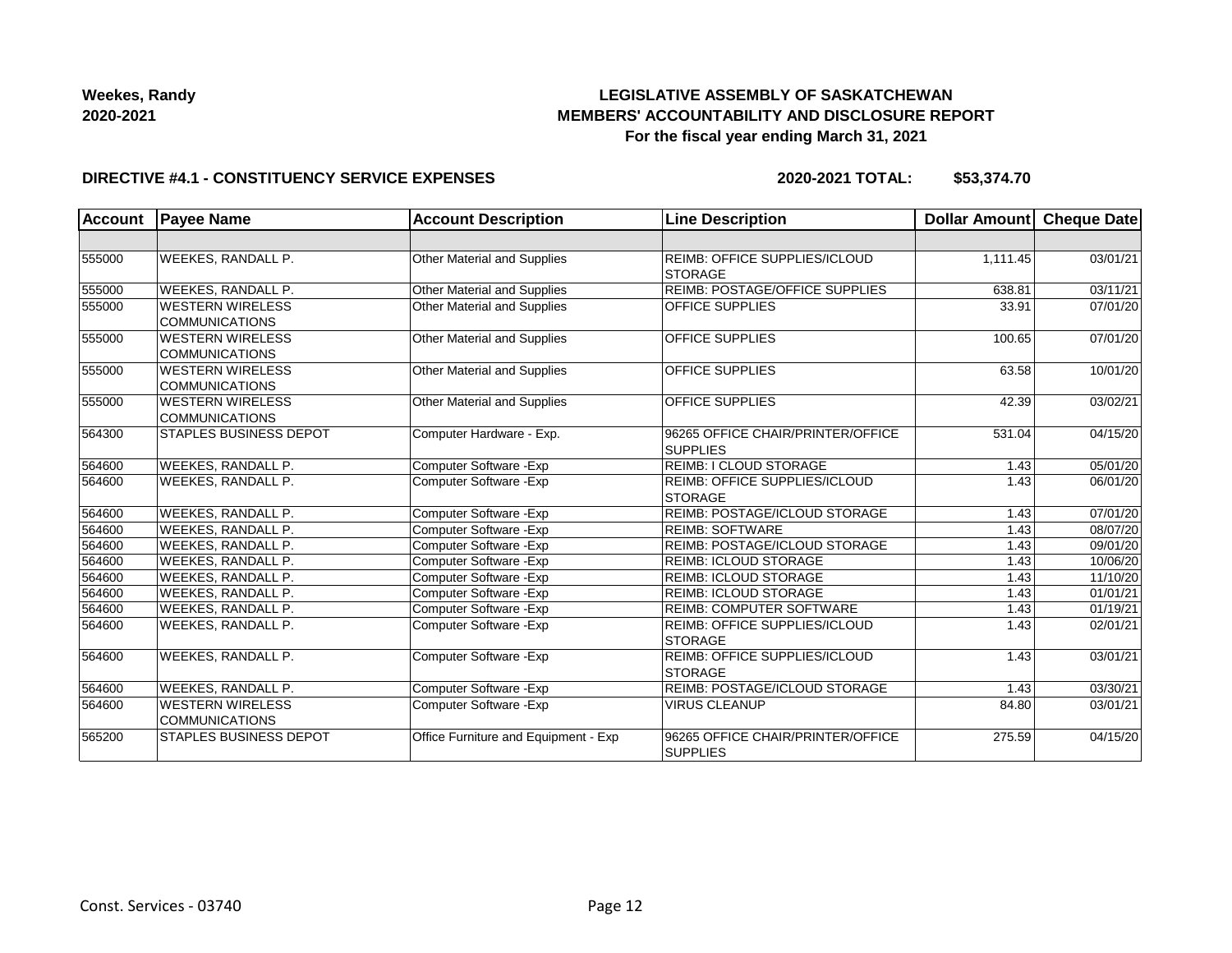**Weekes, Randy**
**2020-2021**

**LEGISLATIVE ASSEMBLY OF SASKATCHEWAN**
**MEMBERS' ACCOUNTABILITY AND DISCLOSURE REPORT**
**For the fiscal year ending March 31, 2021**

**DIRECTIVE #4.1 - CONSTITUENCY SERVICE EXPENSES** **2020-2021 TOTAL: $53,374.70**

| Account | Payee Name | Account Description | Line Description | Dollar Amount | Cheque Date |
|---|---|---|---|---|---|
| | | | | | |
| 555000 | WEEKES, RANDALL P. | Other Material and Supplies | REIMB: OFFICE SUPPLIES/ICLOUD STORAGE | 1,111.45 | 03/01/21 |
| 555000 | WEEKES, RANDALL P. | Other Material and Supplies | REIMB: POSTAGE/OFFICE SUPPLIES | 638.81 | 03/11/21 |
| 555000 | WESTERN WIRELESS COMMUNICATIONS | Other Material and Supplies | OFFICE SUPPLIES | 33.91 | 07/01/20 |
| 555000 | WESTERN WIRELESS COMMUNICATIONS | Other Material and Supplies | OFFICE SUPPLIES | 100.65 | 07/01/20 |
| 555000 | WESTERN WIRELESS COMMUNICATIONS | Other Material and Supplies | OFFICE SUPPLIES | 63.58 | 10/01/20 |
| 555000 | WESTERN WIRELESS COMMUNICATIONS | Other Material and Supplies | OFFICE SUPPLIES | 42.39 | 03/02/21 |
| 564300 | STAPLES BUSINESS DEPOT | Computer Hardware - Exp. | 96265 OFFICE CHAIR/PRINTER/OFFICE SUPPLIES | 531.04 | 04/15/20 |
| 564600 | WEEKES, RANDALL P. | Computer Software -Exp | REIMB: I CLOUD STORAGE | 1.43 | 05/01/20 |
| 564600 | WEEKES, RANDALL P. | Computer Software -Exp | REIMB: OFFICE SUPPLIES/ICLOUD STORAGE | 1.43 | 06/01/20 |
| 564600 | WEEKES, RANDALL P. | Computer Software -Exp | REIMB: POSTAGE/ICLOUD STORAGE | 1.43 | 07/01/20 |
| 564600 | WEEKES, RANDALL P. | Computer Software -Exp | REIMB: SOFTWARE | 1.43 | 08/07/20 |
| 564600 | WEEKES, RANDALL P. | Computer Software -Exp | REIMB: POSTAGE/ICLOUD STORAGE | 1.43 | 09/01/20 |
| 564600 | WEEKES, RANDALL P. | Computer Software -Exp | REIMB: ICLOUD STORAGE | 1.43 | 10/06/20 |
| 564600 | WEEKES, RANDALL P. | Computer Software -Exp | REIMB: ICLOUD STORAGE | 1.43 | 11/10/20 |
| 564600 | WEEKES, RANDALL P. | Computer Software -Exp | REIMB: ICLOUD STORAGE | 1.43 | 01/01/21 |
| 564600 | WEEKES, RANDALL P. | Computer Software -Exp | REIMB: COMPUTER SOFTWARE | 1.43 | 01/19/21 |
| 564600 | WEEKES, RANDALL P. | Computer Software -Exp | REIMB: OFFICE SUPPLIES/ICLOUD STORAGE | 1.43 | 02/01/21 |
| 564600 | WEEKES, RANDALL P. | Computer Software -Exp | REIMB: OFFICE SUPPLIES/ICLOUD STORAGE | 1.43 | 03/01/21 |
| 564600 | WEEKES, RANDALL P. | Computer Software -Exp | REIMB: POSTAGE/ICLOUD STORAGE | 1.43 | 03/30/21 |
| 564600 | WESTERN WIRELESS COMMUNICATIONS | Computer Software -Exp | VIRUS CLEANUP | 84.80 | 03/01/21 |
| 565200 | STAPLES BUSINESS DEPOT | Office Furniture and Equipment - Exp | 96265 OFFICE CHAIR/PRINTER/OFFICE SUPPLIES | 275.59 | 04/15/20 |

Const. Services - 03740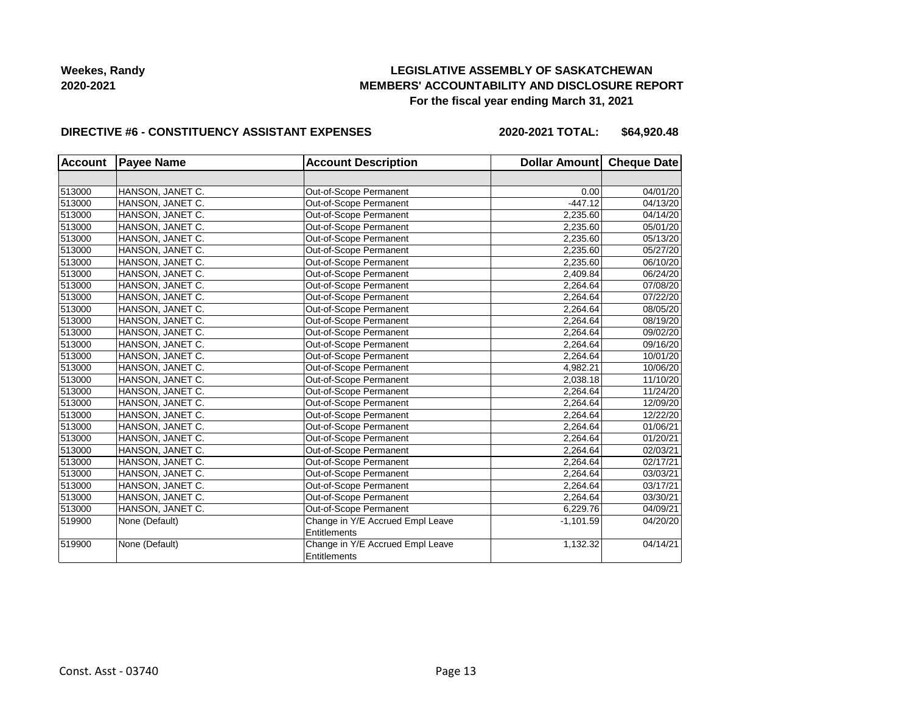**Weekes, Randy**
**2020-2021**

**LEGISLATIVE ASSEMBLY OF SASKATCHEWAN**
**MEMBERS' ACCOUNTABILITY AND DISCLOSURE REPORT**
**For the fiscal year ending March 31, 2021**

**DIRECTIVE #6 - CONSTITUENCY ASSISTANT EXPENSES** **2020-2021 TOTAL: $64,920.48**

| Account | Payee Name | Account Description | Dollar Amount | Cheque Date |
|---|---|---|---|---|
| | | | | |
| 513000 | HANSON, JANET C. | Out-of-Scope Permanent | 0.00 | 04/01/20 |
| 513000 | HANSON, JANET C. | Out-of-Scope Permanent | -447.12 | 04/13/20 |
| 513000 | HANSON, JANET C. | Out-of-Scope Permanent | 2,235.60 | 04/14/20 |
| 513000 | HANSON, JANET C. | Out-of-Scope Permanent | 2,235.60 | 05/01/20 |
| 513000 | HANSON, JANET C. | Out-of-Scope Permanent | 2,235.60 | 05/13/20 |
| 513000 | HANSON, JANET C. | Out-of-Scope Permanent | 2,235.60 | 05/27/20 |
| 513000 | HANSON, JANET C. | Out-of-Scope Permanent | 2,235.60 | 06/10/20 |
| 513000 | HANSON, JANET C. | Out-of-Scope Permanent | 2,409.84 | 06/24/20 |
| 513000 | HANSON, JANET C. | Out-of-Scope Permanent | 2,264.64 | 07/08/20 |
| 513000 | HANSON, JANET C. | Out-of-Scope Permanent | 2,264.64 | 07/22/20 |
| 513000 | HANSON, JANET C. | Out-of-Scope Permanent | 2,264.64 | 08/05/20 |
| 513000 | HANSON, JANET C. | Out-of-Scope Permanent | 2,264.64 | 08/19/20 |
| 513000 | HANSON, JANET C. | Out-of-Scope Permanent | 2,264.64 | 09/02/20 |
| 513000 | HANSON, JANET C. | Out-of-Scope Permanent | 2,264.64 | 09/16/20 |
| 513000 | HANSON, JANET C. | Out-of-Scope Permanent | 2,264.64 | 10/01/20 |
| 513000 | HANSON, JANET C. | Out-of-Scope Permanent | 4,982.21 | 10/06/20 |
| 513000 | HANSON, JANET C. | Out-of-Scope Permanent | 2,038.18 | 11/10/20 |
| 513000 | HANSON, JANET C. | Out-of-Scope Permanent | 2,264.64 | 11/24/20 |
| 513000 | HANSON, JANET C. | Out-of-Scope Permanent | 2,264.64 | 12/09/20 |
| 513000 | HANSON, JANET C. | Out-of-Scope Permanent | 2,264.64 | 12/22/20 |
| 513000 | HANSON, JANET C. | Out-of-Scope Permanent | 2,264.64 | 01/06/21 |
| 513000 | HANSON, JANET C. | Out-of-Scope Permanent | 2,264.64 | 01/20/21 |
| 513000 | HANSON, JANET C. | Out-of-Scope Permanent | 2,264.64 | 02/03/21 |
| 513000 | HANSON, JANET C. | Out-of-Scope Permanent | 2,264.64 | 02/17/21 |
| 513000 | HANSON, JANET C. | Out-of-Scope Permanent | 2,264.64 | 03/03/21 |
| 513000 | HANSON, JANET C. | Out-of-Scope Permanent | 2,264.64 | 03/17/21 |
| 513000 | HANSON, JANET C. | Out-of-Scope Permanent | 2,264.64 | 03/30/21 |
| 513000 | HANSON, JANET C. | Out-of-Scope Permanent | 6,229.76 | 04/09/21 |
| 519900 | None (Default) | Change in Y/E Accrued Empl Leave Entitlements | -1,101.59 | 04/20/20 |
| 519900 | None (Default) | Change in Y/E Accrued Empl Leave Entitlements | 1,132.32 | 04/14/21 |

Const. Asst - 03740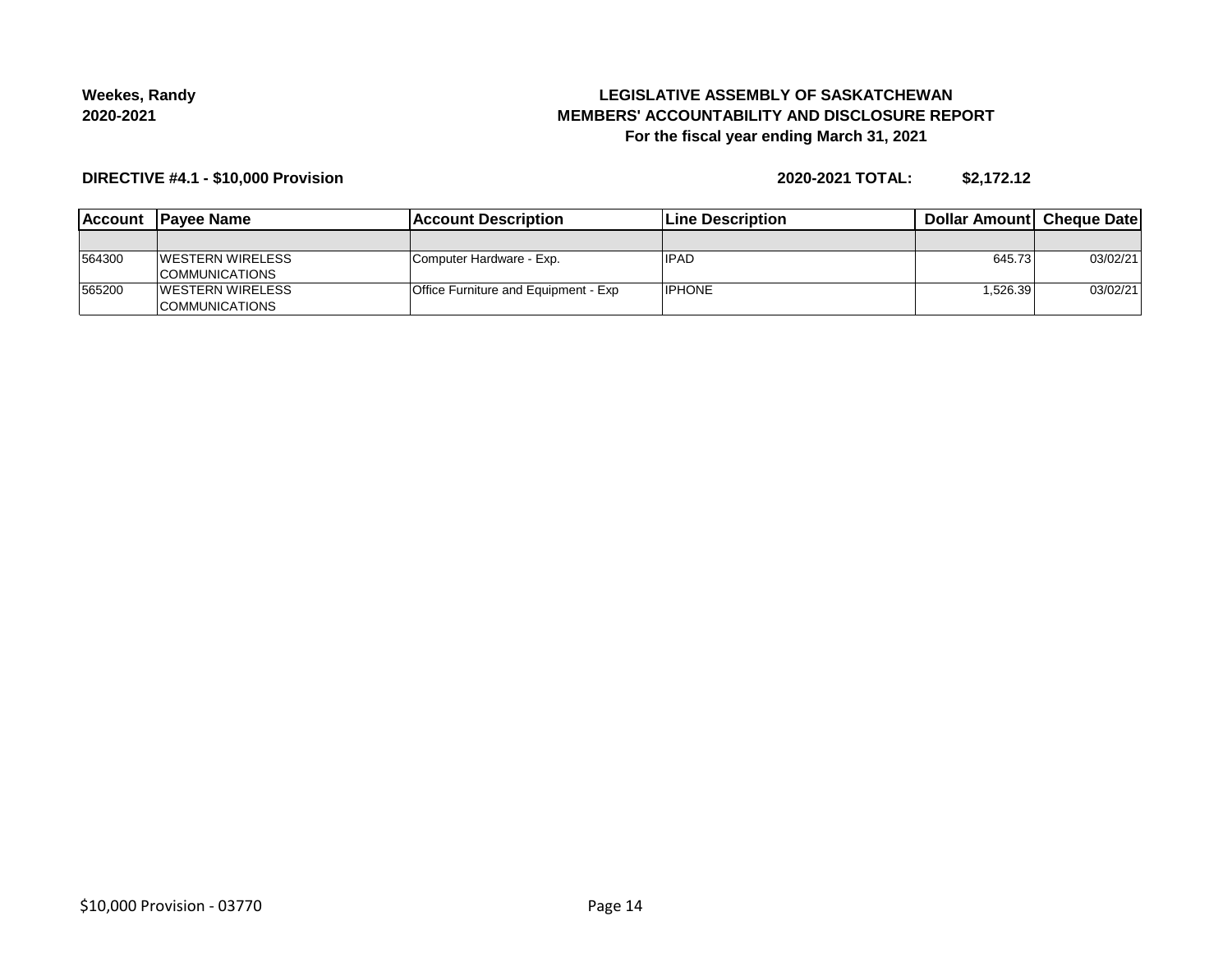**Weekes, Randy**
**2020-2021**

**LEGISLATIVE ASSEMBLY OF SASKATCHEWAN**
**MEMBERS' ACCOUNTABILITY AND DISCLOSURE REPORT**
**For the fiscal year ending March 31, 2021**

**DIRECTIVE #4.1 - $10,000 Provision** **2020-2021 TOTAL: $2,172.12**

| Account | Payee Name | Account Description | Line Description | Dollar Amount | Cheque Date |
|---|---|---|---|---|---|
| | | | | | |
| 564300 | WESTERN WIRELESS COMMUNICATIONS | Computer Hardware - Exp. | IPAD | 645.73 | 03/02/21 |
| 565200 | WESTERN WIRELESS COMMUNICATIONS | Office Furniture and Equipment - Exp | IPHONE | 1,526.39 | 03/02/21 |

$10,000 Provision - 03770